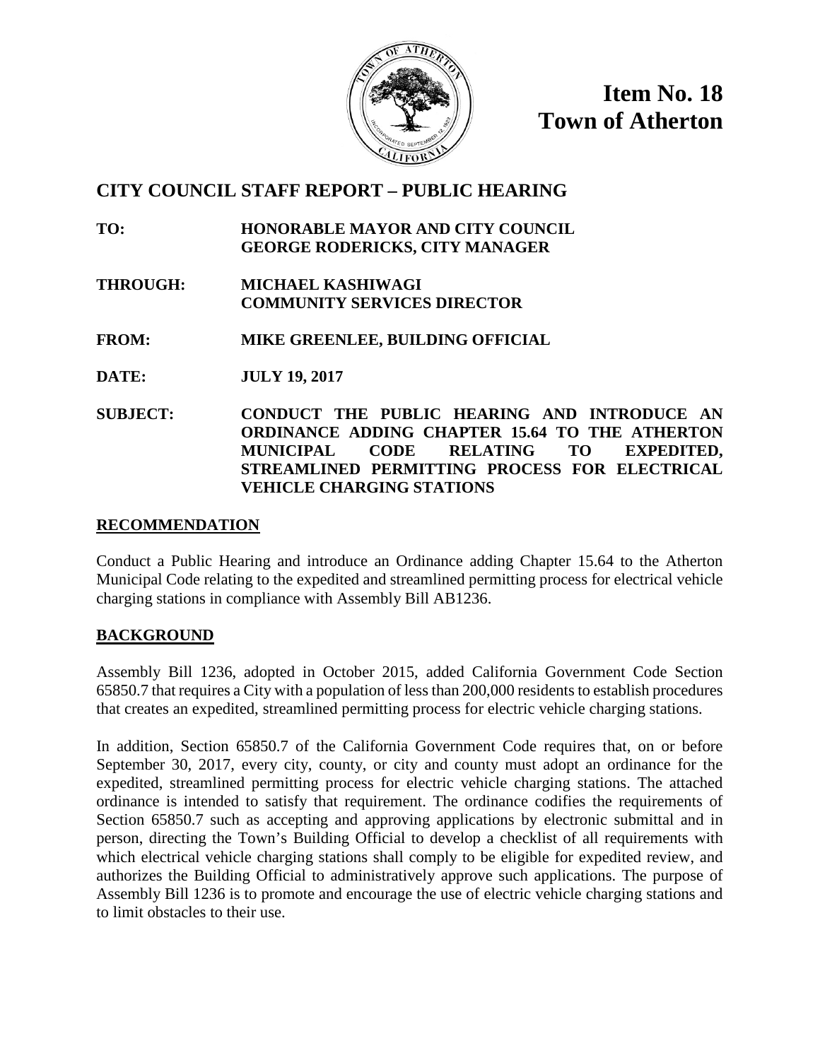**Item No. 18**
**Town of Atherton**

# CITY COUNCIL STAFF REPORT – PUBLIC HEARING

**TO:** HONORABLE MAYOR AND CITY COUNCIL
GEORGE RODERICKS, CITY MANAGER

**THROUGH:** MICHAEL KASHIWAGI
COMMUNITY SERVICES DIRECTOR

**FROM:** MIKE GREENLEE, BUILDING OFFICIAL

**DATE:** JULY 19, 2017

**SUBJECT:** CONDUCT THE PUBLIC HEARING AND INTRODUCE AN ORDINANCE ADDING CHAPTER 15.64 TO THE ATHERTON MUNICIPAL CODE RELATING TO EXPEDITED, STREAMLINED PERMITTING PROCESS FOR ELECTRICAL VEHICLE CHARGING STATIONS

## RECOMMENDATION

Conduct a Public Hearing and introduce an Ordinance adding Chapter 15.64 to the Atherton Municipal Code relating to the expedited and streamlined permitting process for electrical vehicle charging stations in compliance with Assembly Bill AB1236.

## BACKGROUND

Assembly Bill 1236, adopted in October 2015, added California Government Code Section 65850.7 that requires a City with a population of less than 200,000 residents to establish procedures that creates an expedited, streamlined permitting process for electric vehicle charging stations.

In addition, Section 65850.7 of the California Government Code requires that, on or before September 30, 2017, every city, county, or city and county must adopt an ordinance for the expedited, streamlined permitting process for electric vehicle charging stations. The attached ordinance is intended to satisfy that requirement. The ordinance codifies the requirements of Section 65850.7 such as accepting and approving applications by electronic submittal and in person, directing the Town's Building Official to develop a checklist of all requirements with which electrical vehicle charging stations shall comply to be eligible for expedited review, and authorizes the Building Official to administratively approve such applications. The purpose of Assembly Bill 1236 is to promote and encourage the use of electric vehicle charging stations and to limit obstacles to their use.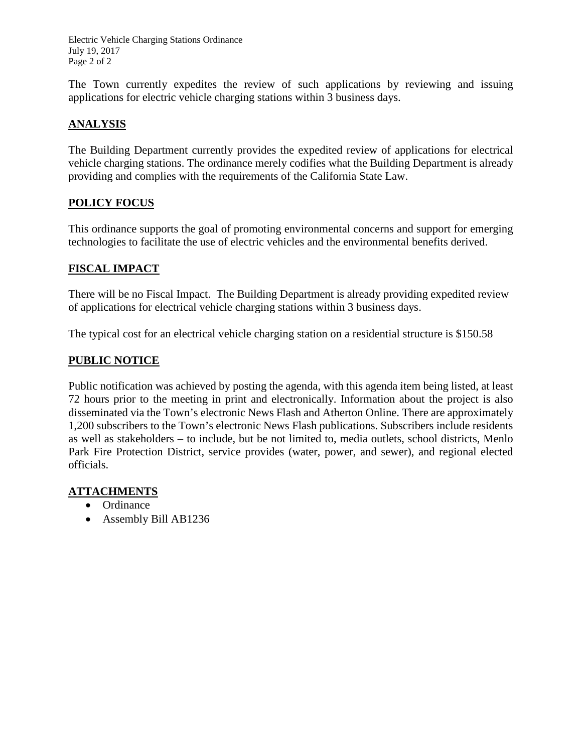The Town currently expedites the review of such applications by reviewing and issuing applications for electric vehicle charging stations within 3 business days.

## ANALYSIS

The Building Department currently provides the expedited review of applications for electrical vehicle charging stations. The ordinance merely codifies what the Building Department is already providing and complies with the requirements of the California State Law.

## POLICY FOCUS

This ordinance supports the goal of promoting environmental concerns and support for emerging technologies to facilitate the use of electric vehicles and the environmental benefits derived.

## FISCAL IMPACT

There will be no Fiscal Impact. The Building Department is already providing expedited review of applications for electrical vehicle charging stations within 3 business days.

The typical cost for an electrical vehicle charging station on a residential structure is $150.58

## PUBLIC NOTICE

Public notification was achieved by posting the agenda, with this agenda item being listed, at least 72 hours prior to the meeting in print and electronically. Information about the project is also disseminated via the Town's electronic News Flash and Atherton Online. There are approximately 1,200 subscribers to the Town's electronic News Flash publications. Subscribers include residents as well as stakeholders – to include, but be not limited to, media outlets, school districts, Menlo Park Fire Protection District, service provides (water, power, and sewer), and regional elected officials.

## ATTACHMENTS

- Ordinance
- Assembly Bill AB1236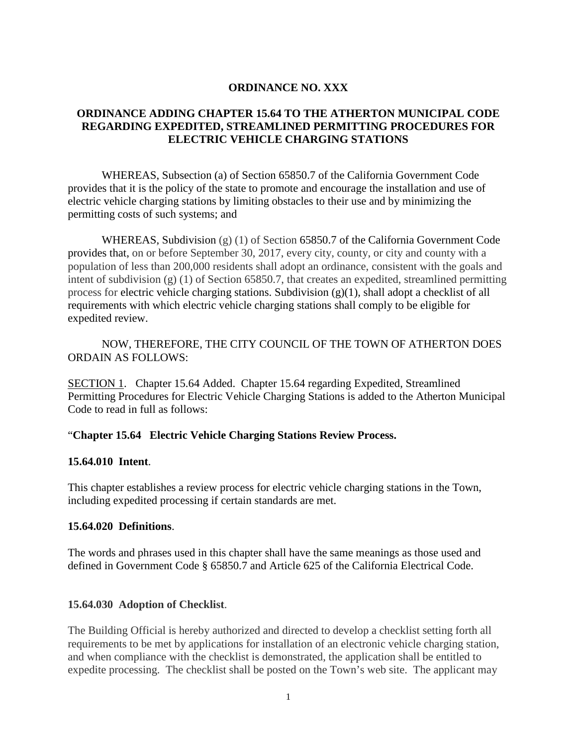**ORDINANCE NO. XXX**

**ORDINANCE ADDING CHAPTER 15.64 TO THE ATHERTON MUNICIPAL CODE REGARDING EXPEDITED, STREAMLINED PERMITTING PROCEDURES FOR ELECTRIC VEHICLE CHARGING STATIONS**

WHEREAS, Subsection (a) of Section 65850.7 of the California Government Code provides that it is the policy of the state to promote and encourage the installation and use of electric vehicle charging stations by limiting obstacles to their use and by minimizing the permitting costs of such systems; and

WHEREAS, Subdivision (g) (1) of Section 65850.7 of the California Government Code provides that, on or before September 30, 2017, every city, county, or city and county with a population of less than 200,000 residents shall adopt an ordinance, consistent with the goals and intent of subdivision (g) (1) of Section 65850.7, that creates an expedited, streamlined permitting process for electric vehicle charging stations. Subdivision (g)(1), shall adopt a checklist of all requirements with which electric vehicle charging stations shall comply to be eligible for expedited review.

NOW, THEREFORE, THE CITY COUNCIL OF THE TOWN OF ATHERTON DOES ORDAIN AS FOLLOWS:

SECTION 1. Chapter 15.64 Added. Chapter 15.64 regarding Expedited, Streamlined Permitting Procedures for Electric Vehicle Charging Stations is added to the Atherton Municipal Code to read in full as follows:

"**Chapter 15.64 Electric Vehicle Charging Stations Review Process.**

**15.64.010 Intent**.

This chapter establishes a review process for electric vehicle charging stations in the Town, including expedited processing if certain standards are met.

**15.64.020 Definitions**.

The words and phrases used in this chapter shall have the same meanings as those used and defined in Government Code § 65850.7 and Article 625 of the California Electrical Code.

**15.64.030 Adoption of Checklist**.

The Building Official is hereby authorized and directed to develop a checklist setting forth all requirements to be met by applications for installation of an electronic vehicle charging station, and when compliance with the checklist is demonstrated, the application shall be entitled to expedite processing. The checklist shall be posted on the Town's web site. The applicant may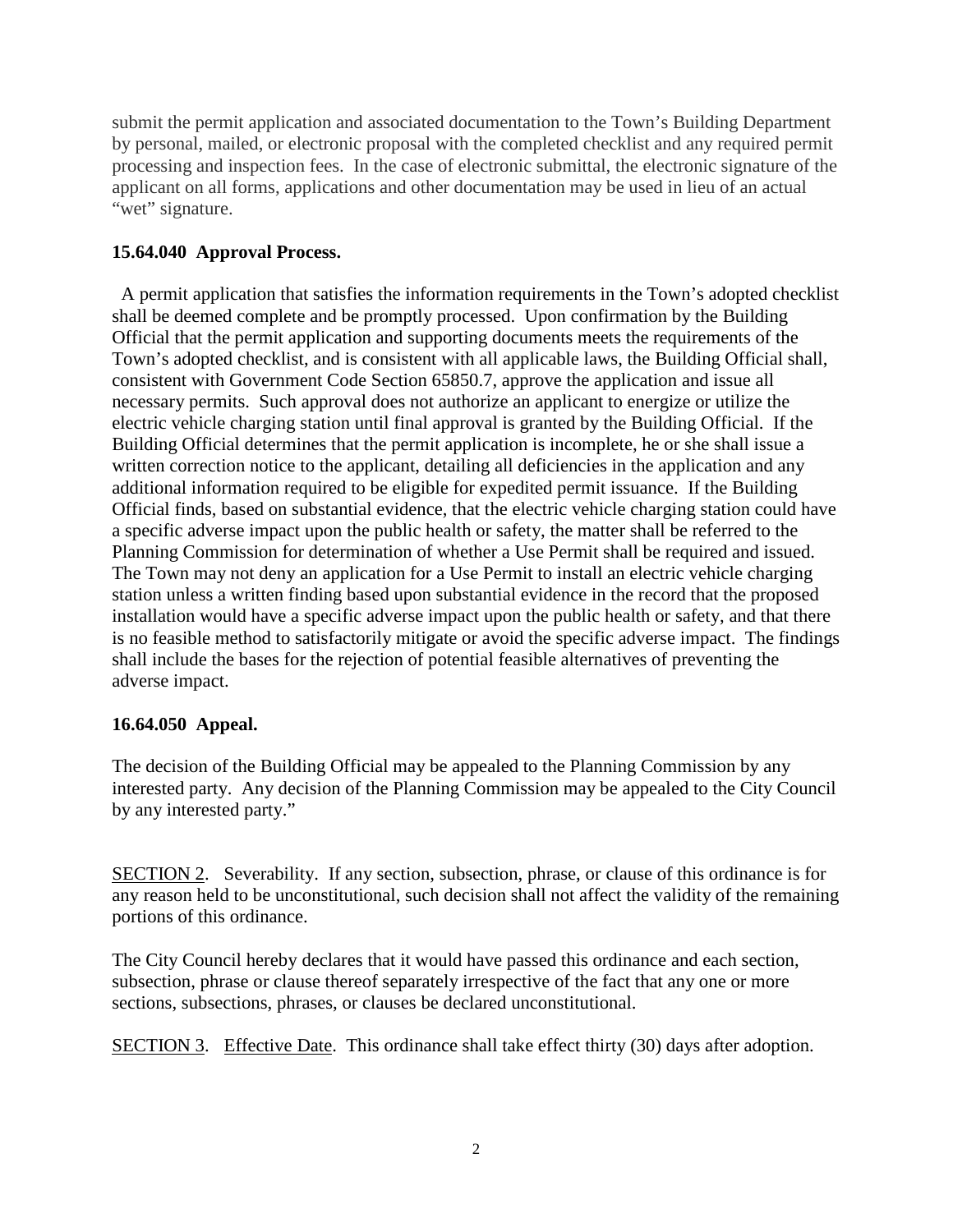submit the permit application and associated documentation to the Town's Building Department by personal, mailed, or electronic proposal with the completed checklist and any required permit processing and inspection fees. In the case of electronic submittal, the electronic signature of the applicant on all forms, applications and other documentation may be used in lieu of an actual "wet" signature.

**15.64.040 Approval Process.**

A permit application that satisfies the information requirements in the Town's adopted checklist shall be deemed complete and be promptly processed. Upon confirmation by the Building Official that the permit application and supporting documents meets the requirements of the Town's adopted checklist, and is consistent with all applicable laws, the Building Official shall, consistent with Government Code Section 65850.7, approve the application and issue all necessary permits. Such approval does not authorize an applicant to energize or utilize the electric vehicle charging station until final approval is granted by the Building Official. If the Building Official determines that the permit application is incomplete, he or she shall issue a written correction notice to the applicant, detailing all deficiencies in the application and any additional information required to be eligible for expedited permit issuance. If the Building Official finds, based on substantial evidence, that the electric vehicle charging station could have a specific adverse impact upon the public health or safety, the matter shall be referred to the Planning Commission for determination of whether a Use Permit shall be required and issued. The Town may not deny an application for a Use Permit to install an electric vehicle charging station unless a written finding based upon substantial evidence in the record that the proposed installation would have a specific adverse impact upon the public health or safety, and that there is no feasible method to satisfactorily mitigate or avoid the specific adverse impact. The findings shall include the bases for the rejection of potential feasible alternatives of preventing the adverse impact.

**16.64.050 Appeal.**

The decision of the Building Official may be appealed to the Planning Commission by any interested party. Any decision of the Planning Commission may be appealed to the City Council by any interested party."

SECTION 2. Severability. If any section, subsection, phrase, or clause of this ordinance is for any reason held to be unconstitutional, such decision shall not affect the validity of the remaining portions of this ordinance.

The City Council hereby declares that it would have passed this ordinance and each section, subsection, phrase or clause thereof separately irrespective of the fact that any one or more sections, subsections, phrases, or clauses be declared unconstitutional.

SECTION 3. Effective Date. This ordinance shall take effect thirty (30) days after adoption.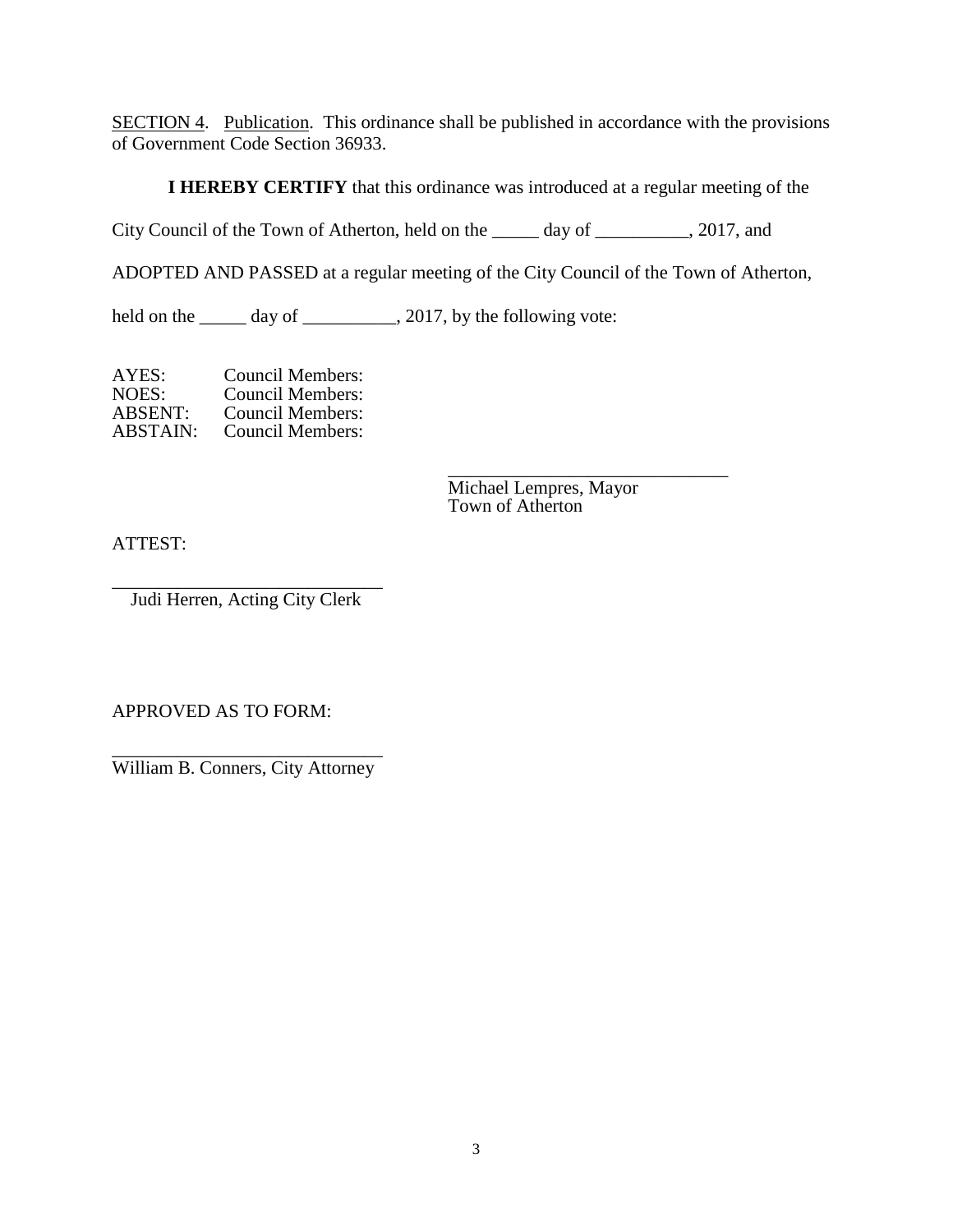SECTION 4. Publication. This ordinance shall be published in accordance with the provisions of Government Code Section 36933.

**I HEREBY CERTIFY** that this ordinance was introduced at a regular meeting of the City Council of the Town of Atherton, held on the _____ day of __________, 2017, and ADOPTED AND PASSED at a regular meeting of the City Council of the Town of Atherton, held on the _____ day of __________, 2017, by the following vote:

AYES: Council Members:
NOES: Council Members:
ABSENT: Council Members:
ABSTAIN: Council Members:

_______________________________
Michael Lempres, Mayor
Town of Atherton

ATTEST:

_____________________________
Judi Herren, Acting City Clerk

APPROVED AS TO FORM:

_____________________________
William B. Conners, City Attorney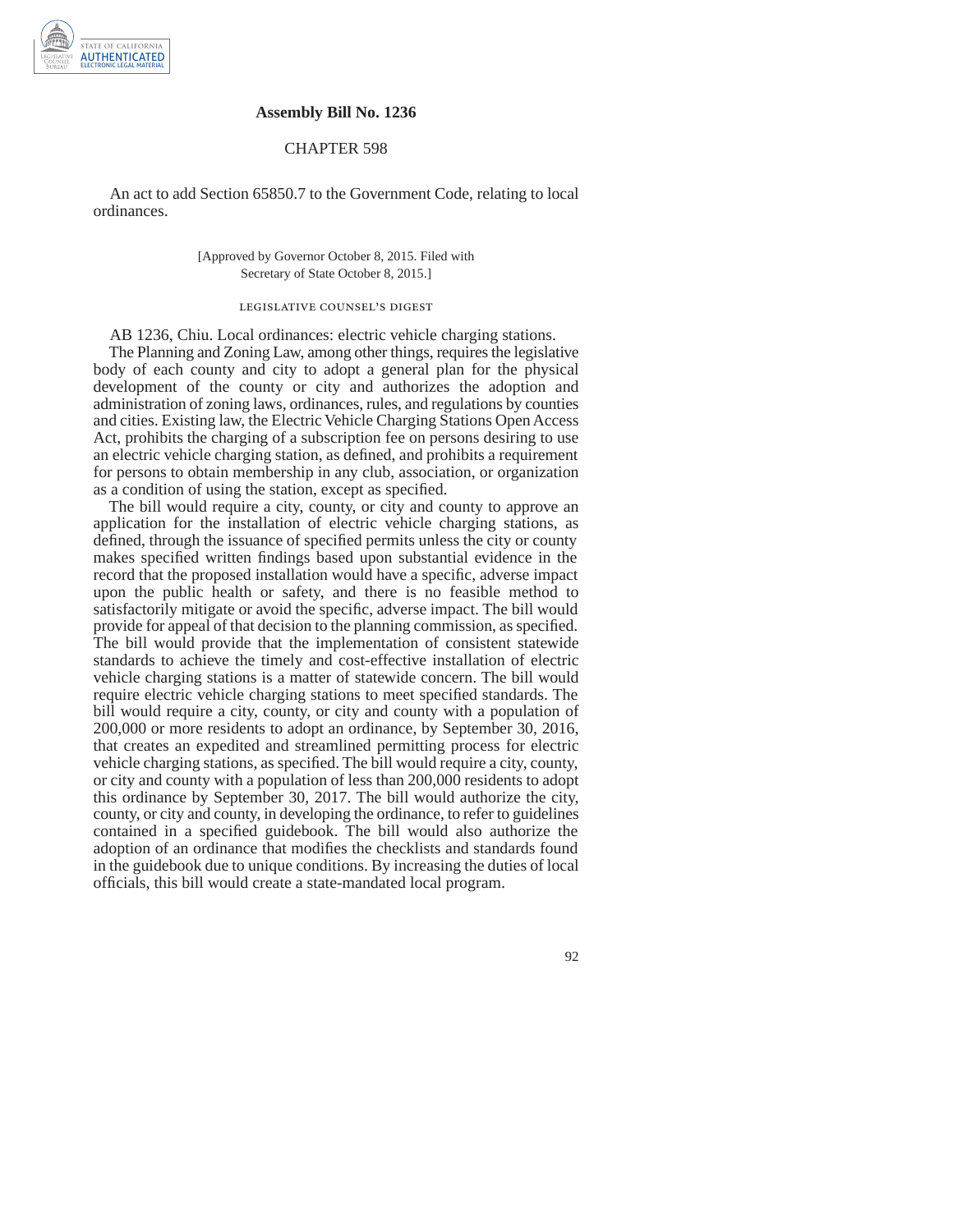**Assembly Bill No. 1236**

CHAPTER 598

An act to add Section 65850.7 to the Government Code, relating to local ordinances.

[Approved by Governor October 8, 2015. Filed with Secretary of State October 8, 2015.]

LEGISLATIVE COUNSEL'S DIGEST

AB 1236, Chiu. Local ordinances: electric vehicle charging stations.

The Planning and Zoning Law, among other things, requires the legislative body of each county and city to adopt a general plan for the physical development of the county or city and authorizes the adoption and administration of zoning laws, ordinances, rules, and regulations by counties and cities. Existing law, the Electric Vehicle Charging Stations Open Access Act, prohibits the charging of a subscription fee on persons desiring to use an electric vehicle charging station, as defined, and prohibits a requirement for persons to obtain membership in any club, association, or organization as a condition of using the station, except as specified.

The bill would require a city, county, or city and county to approve an application for the installation of electric vehicle charging stations, as defined, through the issuance of specified permits unless the city or county makes specified written findings based upon substantial evidence in the record that the proposed installation would have a specific, adverse impact upon the public health or safety, and there is no feasible method to satisfactorily mitigate or avoid the specific, adverse impact. The bill would provide for appeal of that decision to the planning commission, as specified. The bill would provide that the implementation of consistent statewide standards to achieve the timely and cost-effective installation of electric vehicle charging stations is a matter of statewide concern. The bill would require electric vehicle charging stations to meet specified standards. The bill would require a city, county, or city and county with a population of 200,000 or more residents to adopt an ordinance, by September 30, 2016, that creates an expedited and streamlined permitting process for electric vehicle charging stations, as specified. The bill would require a city, county, or city and county with a population of less than 200,000 residents to adopt this ordinance by September 30, 2017. The bill would authorize the city, county, or city and county, in developing the ordinance, to refer to guidelines contained in a specified guidebook. The bill would also authorize the adoption of an ordinance that modifies the checklists and standards found in the guidebook due to unique conditions. By increasing the duties of local officials, this bill would create a state-mandated local program.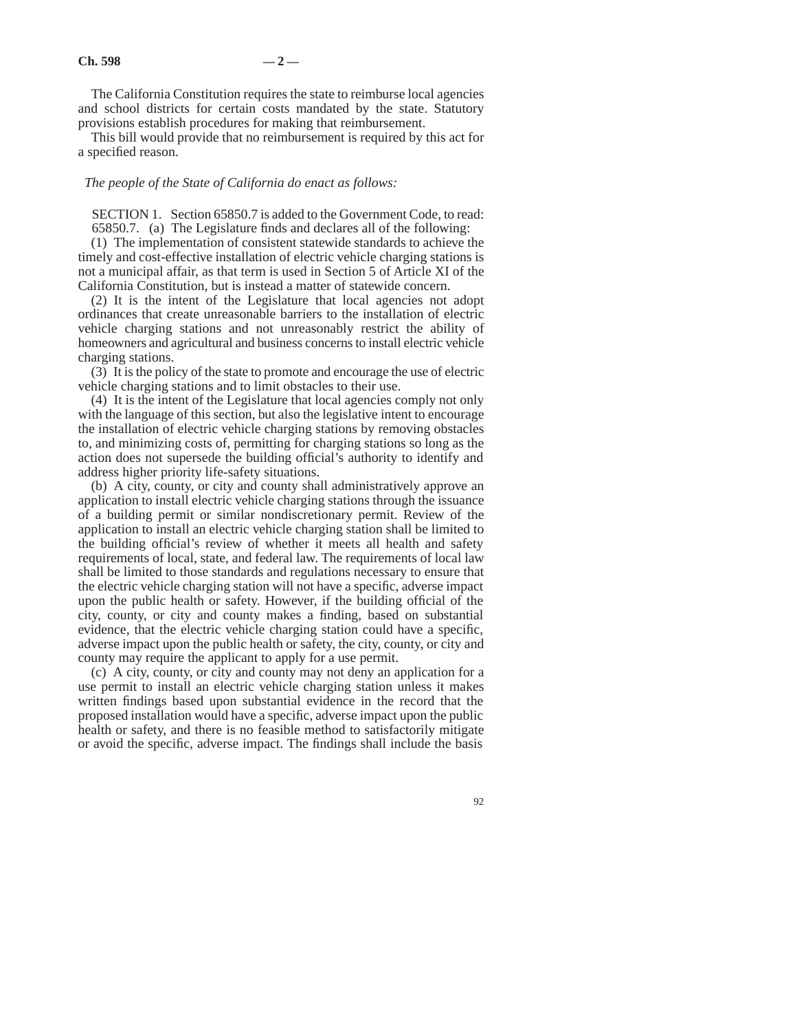The California Constitution requires the state to reimburse local agencies and school districts for certain costs mandated by the state. Statutory provisions establish procedures for making that reimbursement.

This bill would provide that no reimbursement is required by this act for a specified reason.

*The people of the State of California do enact as follows:*

SECTION 1. Section 65850.7 is added to the Government Code, to read:

65850.7. (a) The Legislature finds and declares all of the following:

(1) The implementation of consistent statewide standards to achieve the timely and cost-effective installation of electric vehicle charging stations is not a municipal affair, as that term is used in Section 5 of Article XI of the California Constitution, but is instead a matter of statewide concern.

(2) It is the intent of the Legislature that local agencies not adopt ordinances that create unreasonable barriers to the installation of electric vehicle charging stations and not unreasonably restrict the ability of homeowners and agricultural and business concerns to install electric vehicle charging stations.

(3) It is the policy of the state to promote and encourage the use of electric vehicle charging stations and to limit obstacles to their use.

(4) It is the intent of the Legislature that local agencies comply not only with the language of this section, but also the legislative intent to encourage the installation of electric vehicle charging stations by removing obstacles to, and minimizing costs of, permitting for charging stations so long as the action does not supersede the building official's authority to identify and address higher priority life-safety situations.

(b) A city, county, or city and county shall administratively approve an application to install electric vehicle charging stations through the issuance of a building permit or similar nondiscretionary permit. Review of the application to install an electric vehicle charging station shall be limited to the building official's review of whether it meets all health and safety requirements of local, state, and federal law. The requirements of local law shall be limited to those standards and regulations necessary to ensure that the electric vehicle charging station will not have a specific, adverse impact upon the public health or safety. However, if the building official of the city, county, or city and county makes a finding, based on substantial evidence, that the electric vehicle charging station could have a specific, adverse impact upon the public health or safety, the city, county, or city and county may require the applicant to apply for a use permit.

(c) A city, county, or city and county may not deny an application for a use permit to install an electric vehicle charging station unless it makes written findings based upon substantial evidence in the record that the proposed installation would have a specific, adverse impact upon the public health or safety, and there is no feasible method to satisfactorily mitigate or avoid the specific, adverse impact. The findings shall include the basis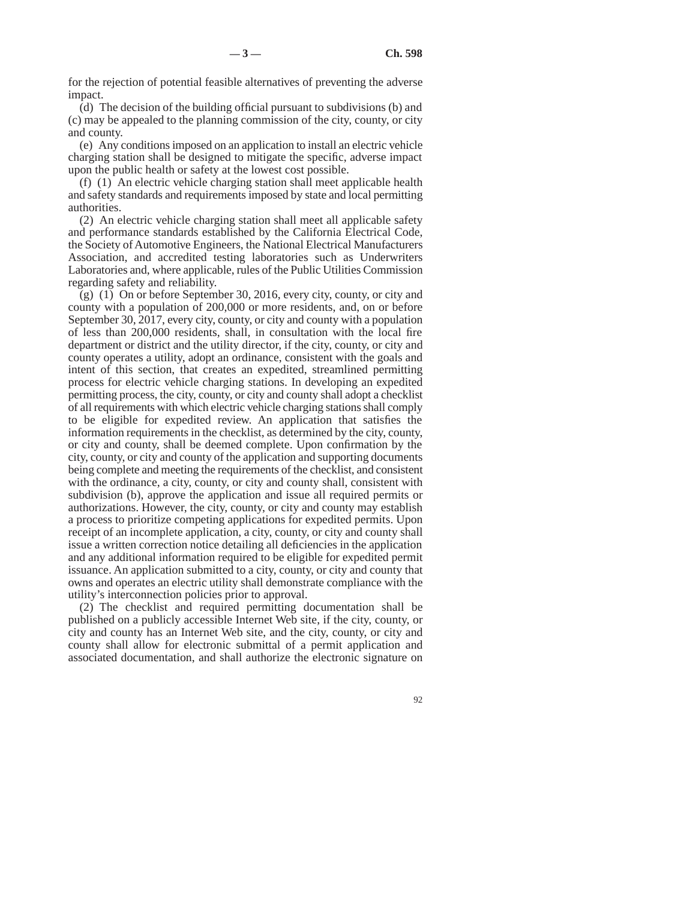for the rejection of potential feasible alternatives of preventing the adverse impact.

(d) The decision of the building official pursuant to subdivisions (b) and (c) may be appealed to the planning commission of the city, county, or city and county.

(e) Any conditions imposed on an application to install an electric vehicle charging station shall be designed to mitigate the specific, adverse impact upon the public health or safety at the lowest cost possible.

(f) (1) An electric vehicle charging station shall meet applicable health and safety standards and requirements imposed by state and local permitting authorities.

(2) An electric vehicle charging station shall meet all applicable safety and performance standards established by the California Electrical Code, the Society of Automotive Engineers, the National Electrical Manufacturers Association, and accredited testing laboratories such as Underwriters Laboratories and, where applicable, rules of the Public Utilities Commission regarding safety and reliability.

(g) (1) On or before September 30, 2016, every city, county, or city and county with a population of 200,000 or more residents, and, on or before September 30, 2017, every city, county, or city and county with a population of less than 200,000 residents, shall, in consultation with the local fire department or district and the utility director, if the city, county, or city and county operates a utility, adopt an ordinance, consistent with the goals and intent of this section, that creates an expedited, streamlined permitting process for electric vehicle charging stations. In developing an expedited permitting process, the city, county, or city and county shall adopt a checklist of all requirements with which electric vehicle charging stations shall comply to be eligible for expedited review. An application that satisfies the information requirements in the checklist, as determined by the city, county, or city and county, shall be deemed complete. Upon confirmation by the city, county, or city and county of the application and supporting documents being complete and meeting the requirements of the checklist, and consistent with the ordinance, a city, county, or city and county shall, consistent with subdivision (b), approve the application and issue all required permits or authorizations. However, the city, county, or city and county may establish a process to prioritize competing applications for expedited permits. Upon receipt of an incomplete application, a city, county, or city and county shall issue a written correction notice detailing all deficiencies in the application and any additional information required to be eligible for expedited permit issuance. An application submitted to a city, county, or city and county that owns and operates an electric utility shall demonstrate compliance with the utility's interconnection policies prior to approval.

(2) The checklist and required permitting documentation shall be published on a publicly accessible Internet Web site, if the city, county, or city and county has an Internet Web site, and the city, county, or city and county shall allow for electronic submittal of a permit application and associated documentation, and shall authorize the electronic signature on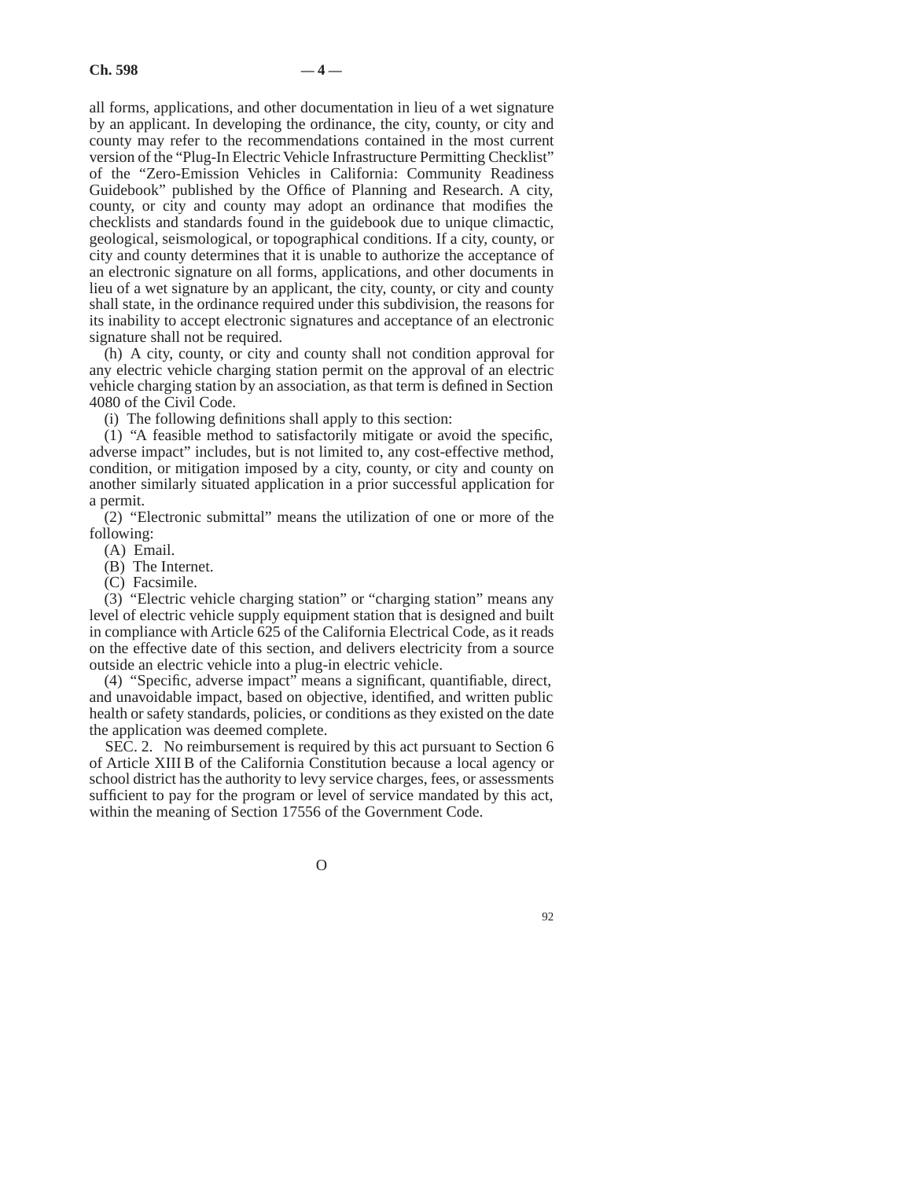all forms, applications, and other documentation in lieu of a wet signature by an applicant. In developing the ordinance, the city, county, or city and county may refer to the recommendations contained in the most current version of the "Plug-In Electric Vehicle Infrastructure Permitting Checklist" of the "Zero-Emission Vehicles in California: Community Readiness Guidebook" published by the Office of Planning and Research. A city, county, or city and county may adopt an ordinance that modifies the checklists and standards found in the guidebook due to unique climactic, geological, seismological, or topographical conditions. If a city, county, or city and county determines that it is unable to authorize the acceptance of an electronic signature on all forms, applications, and other documents in lieu of a wet signature by an applicant, the city, county, or city and county shall state, in the ordinance required under this subdivision, the reasons for its inability to accept electronic signatures and acceptance of an electronic signature shall not be required.

(h) A city, county, or city and county shall not condition approval for any electric vehicle charging station permit on the approval of an electric vehicle charging station by an association, as that term is defined in Section 4080 of the Civil Code.

(i) The following definitions shall apply to this section:

(1) "A feasible method to satisfactorily mitigate or avoid the specific, adverse impact" includes, but is not limited to, any cost-effective method, condition, or mitigation imposed by a city, county, or city and county on another similarly situated application in a prior successful application for a permit.

(2) "Electronic submittal" means the utilization of one or more of the following:

(A) Email.

(B) The Internet.

(C) Facsimile.

(3) "Electric vehicle charging station" or "charging station" means any level of electric vehicle supply equipment station that is designed and built in compliance with Article 625 of the California Electrical Code, as it reads on the effective date of this section, and delivers electricity from a source outside an electric vehicle into a plug-in electric vehicle.

(4) "Specific, adverse impact" means a significant, quantifiable, direct, and unavoidable impact, based on objective, identified, and written public health or safety standards, policies, or conditions as they existed on the date the application was deemed complete.

SEC. 2. No reimbursement is required by this act pursuant to Section 6 of Article XIII B of the California Constitution because a local agency or school district has the authority to levy service charges, fees, or assessments sufficient to pay for the program or level of service mandated by this act, within the meaning of Section 17556 of the Government Code.

O